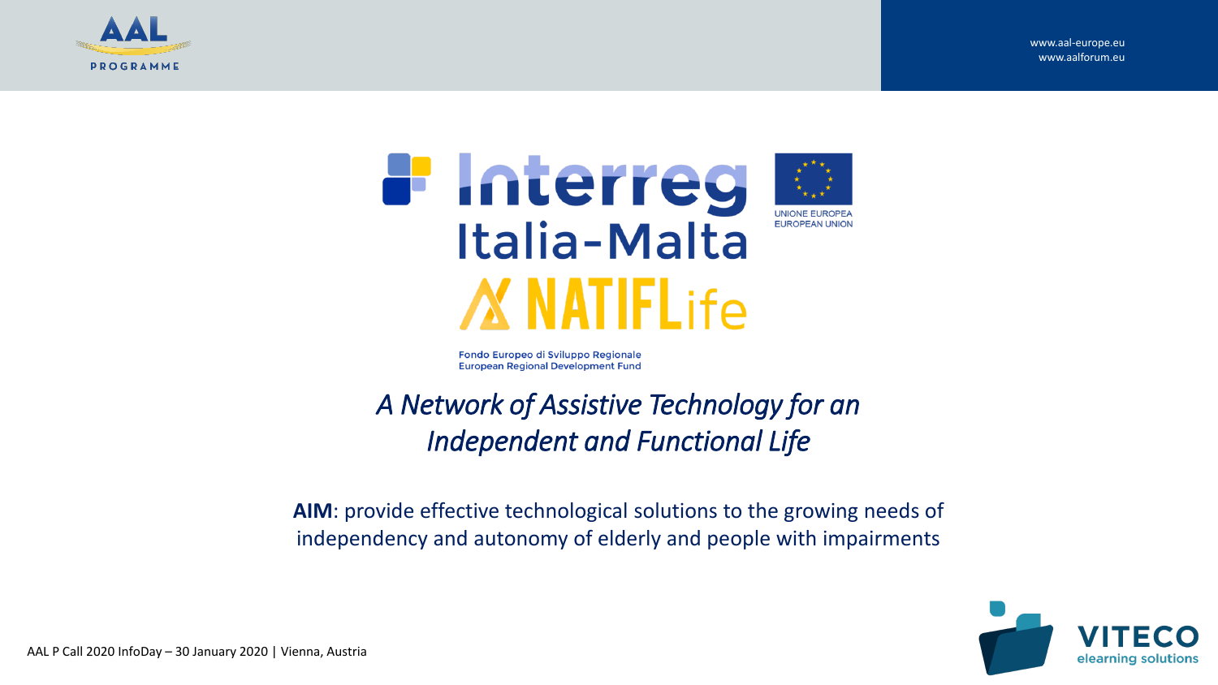AAL PROGRAMME

www.aal-europe.eu
www.aalforum.eu

# Interreg Italia-Malta

UNIONE EUROPEA
EUROPEAN UNION

# NATIFLife

Fondo Europeo di Sviluppo Regionale
European Regional Development Fund

## *A Network of Assistive Technology for an Independent and Functional Life*

**AIM**: provide effective technological solutions to the growing needs of independency and autonomy of elderly and people with impairments

AAL P Call 2020 InfoDay – 30 January 2020 | Vienna, Austria

VITECO elearning solutions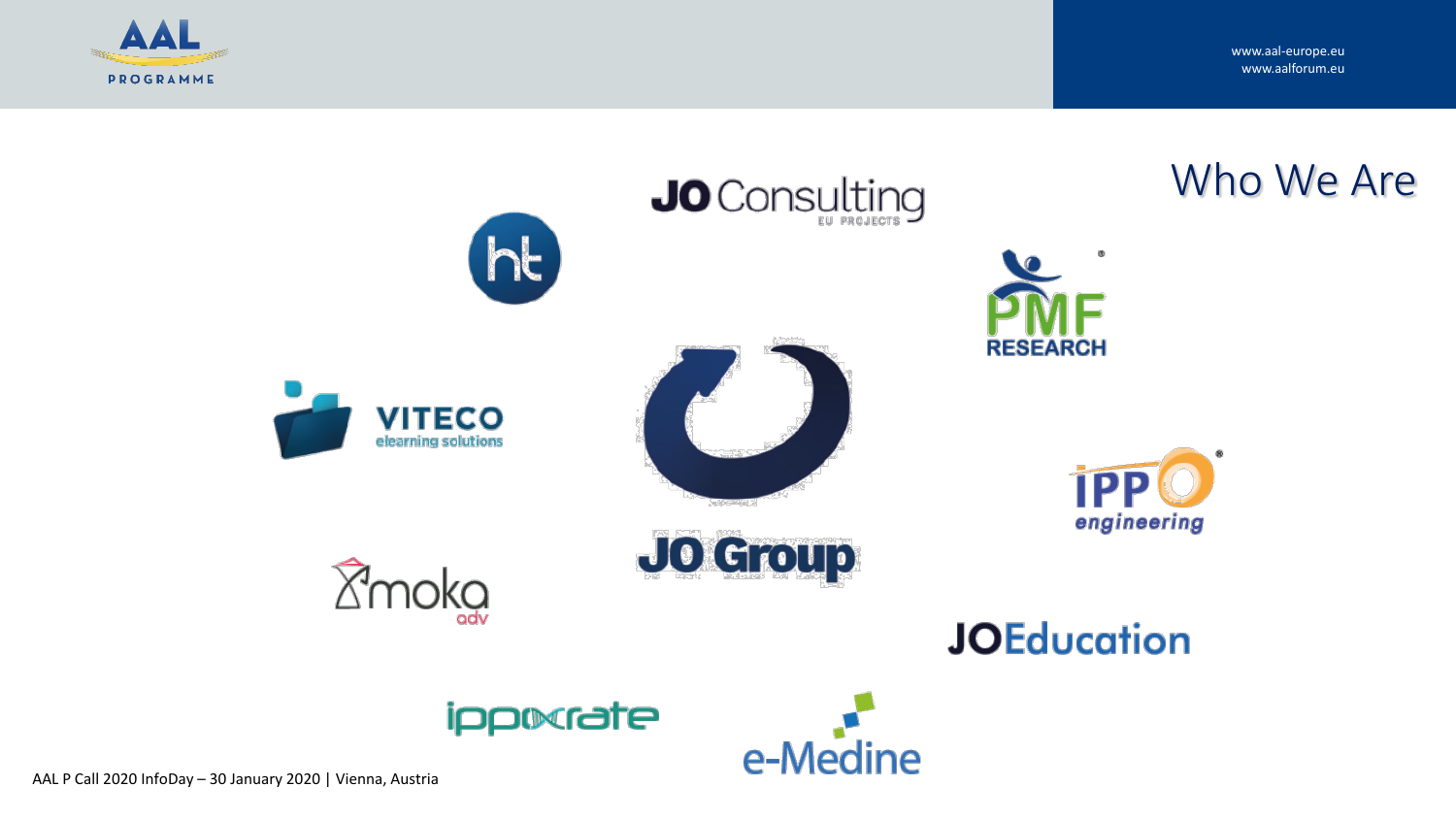## Who We Are

JO Consulting EU PROJECTS

ht

PMF RESEARCH

VITECO elearning solutions

JO Group

IPPO engineering

moka adv

JOEducation

ippocrate

e-Medine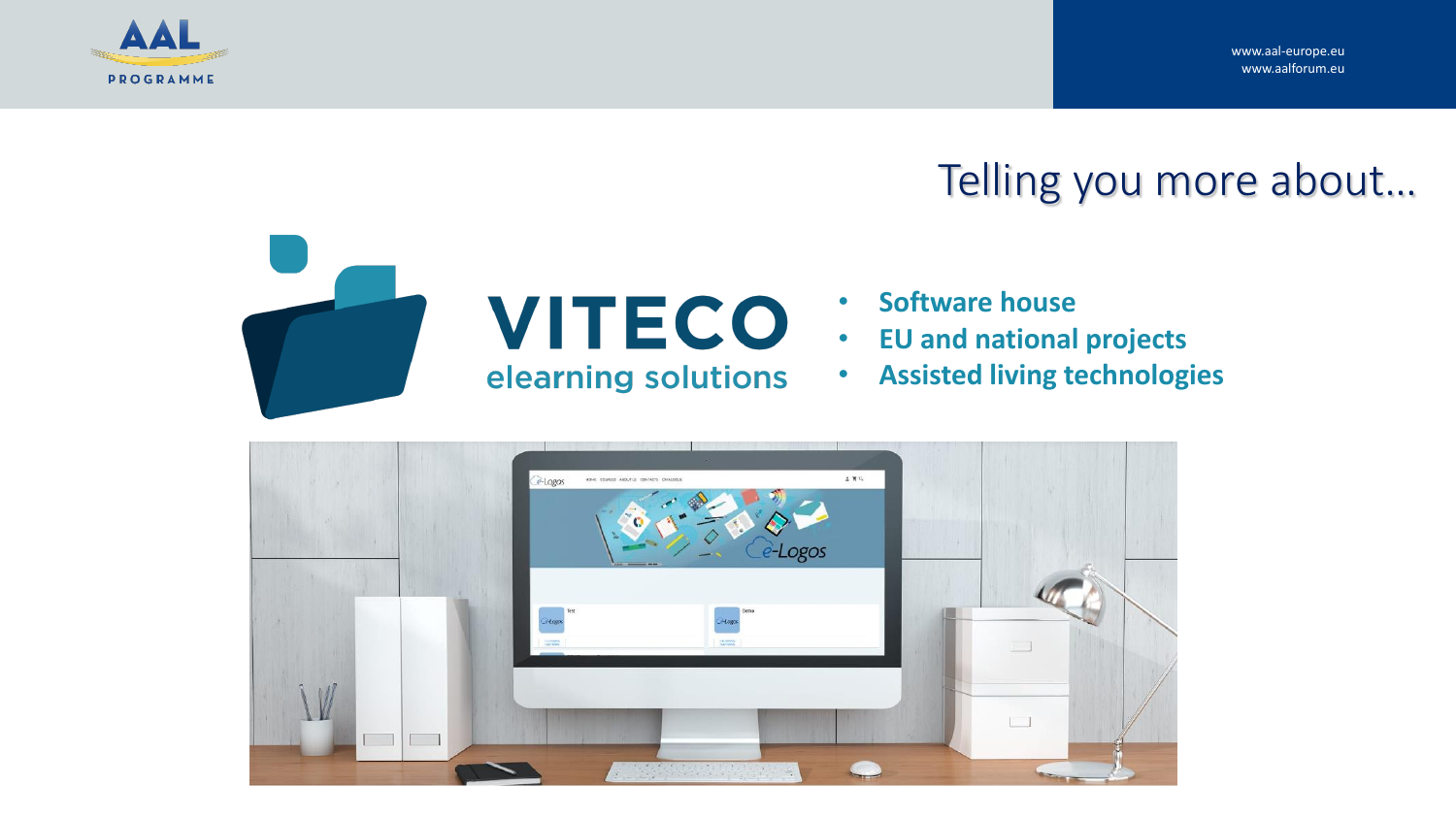# Telling you more about…

VITECO
elearning solutions

- **Software house**
- **EU and national projects**
- **Assisted living technologies**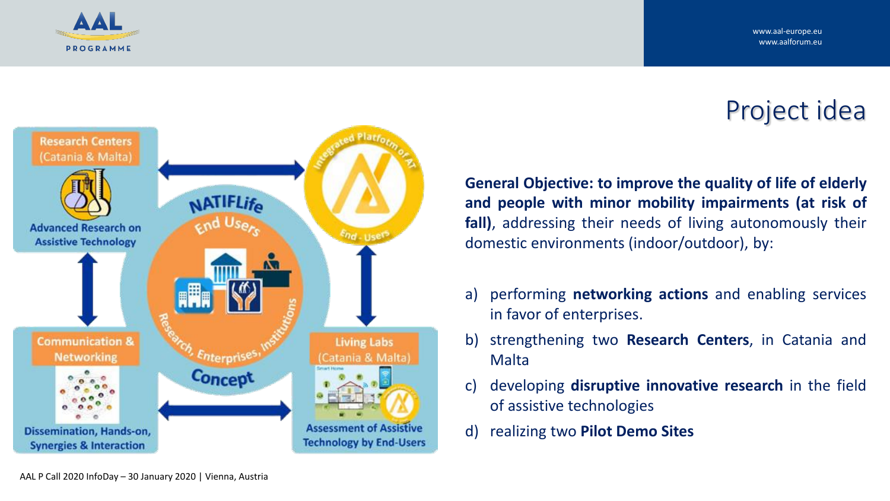# Project idea

Research Centers (Catania & Malta)

Advanced Research on Assistive Technology

Communication & Networking

Dissemination, Hands-on, Synergies & Interaction

NATIFLife End Users

Research, Enterprises, Institutions Concept

Integrated Platform of AT End - Users

Living Labs (Catania & Malta)

Assessment of Assistive Technology by End-Users

**General Objective: to improve the quality of life of elderly and people with minor mobility impairments (at risk of fall)**, addressing their needs of living autonomously their domestic environments (indoor/outdoor), by:

a) performing **networking actions** and enabling services in favor of enterprises.
b) strengthening two **Research Centers**, in Catania and Malta
c) developing **disruptive innovative research** in the field of assistive technologies
d) realizing two **Pilot Demo Sites**

AAL P Call 2020 InfoDay – 30 January 2020 | Vienna, Austria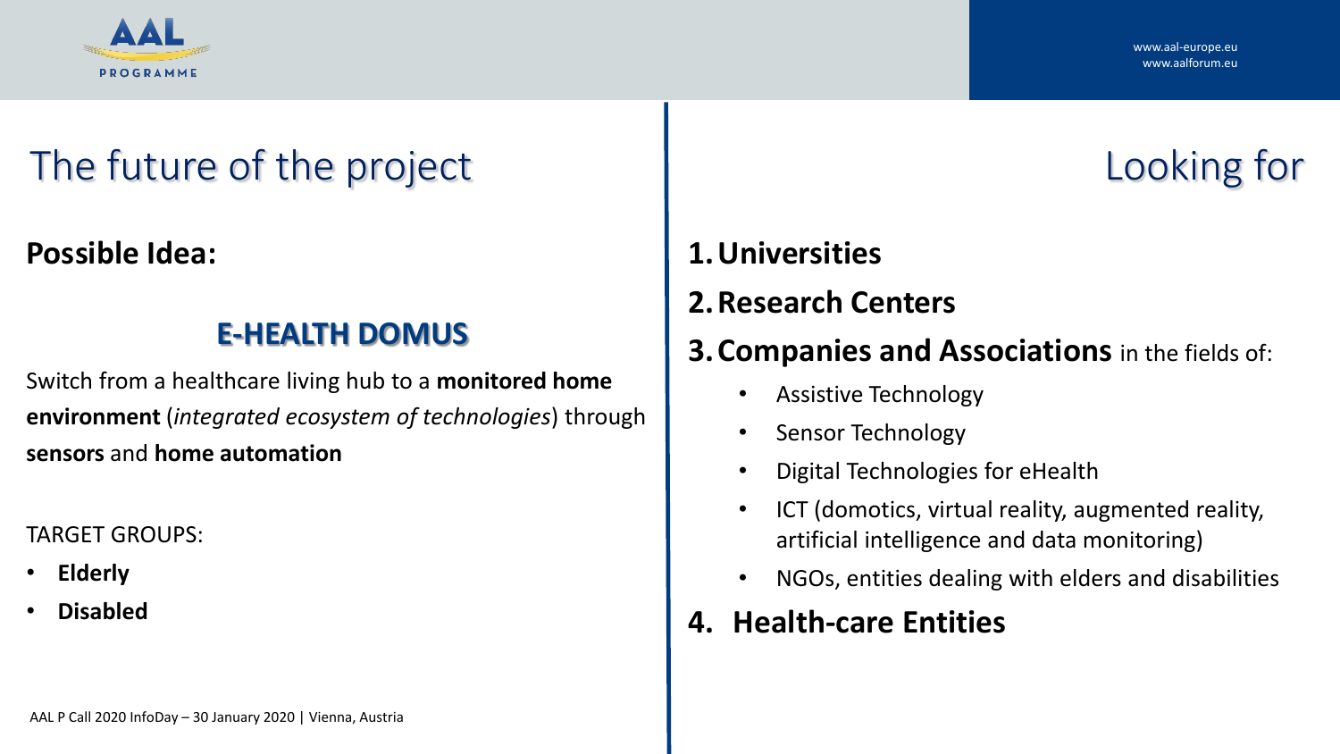# The future of the project

**Possible Idea:**

## E-HEALTH DOMUS

Switch from a healthcare living hub to a **monitored home environment** (*integrated ecosystem of technologies*) through **sensors** and **home automation**

TARGET GROUPS:

- **Elderly**
- **Disabled**

# Looking for

1. **Universities**
2. **Research Centers**
3. **Companies and Associations** in the fields of:
    - Assistive Technology
    - Sensor Technology
    - Digital Technologies for eHealth
    - ICT (domotics, virtual reality, augmented reality, artificial intelligence and data monitoring)
    - NGOs, entities dealing with elders and disabilities
4. **Health-care Entities**